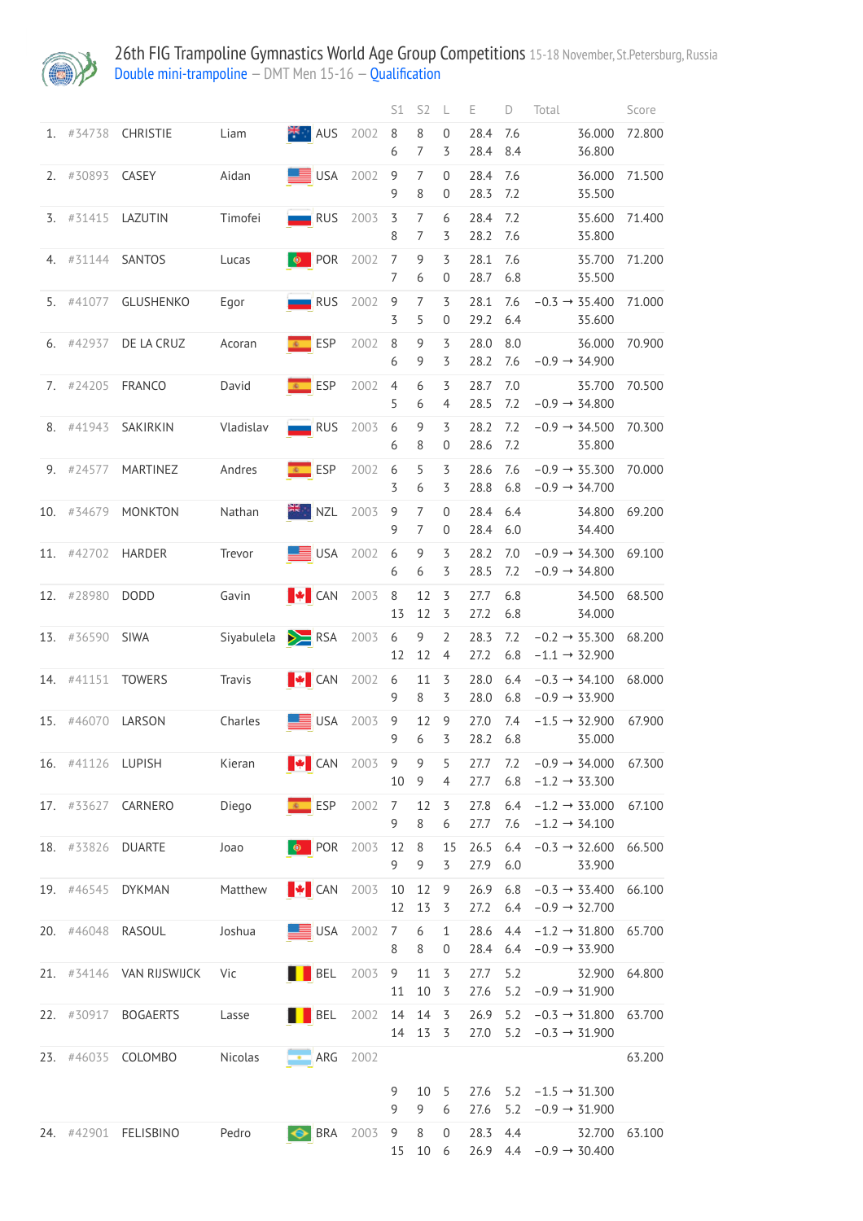# 26th FIG Trampoline Gymnastics World Age Group Competitions 15-18 November, St.Petersburg, Russia

Double mini-trampoline – DMT Men 15-16 – Qualification

| | | | | | | S1 | S2 | L | E | D | Total | Score |
|---|---|---|---|---|---|---|---|---|---|---|---|---|
| 1. | #34738 | CHRISTIE | Liam | AUS | 2002 | 8 | 8 | 0 | 28.4 | 7.6 | 36.000 | 72.800 |
| | | | | | | 6 | 7 | 3 | 28.4 | 8.4 | 36.800 | |
| 2. | #30893 | CASEY | Aidan | USA | 2002 | 9 | 7 | 0 | 28.4 | 7.6 | 36.000 | 71.500 |
| | | | | | | 9 | 8 | 0 | 28.3 | 7.2 | 35.500 | |
| 3. | #31415 | LAZUTIN | Timofei | RUS | 2003 | 3 | 7 | 6 | 28.4 | 7.2 | 35.600 | 71.400 |
| | | | | | | 8 | 7 | 3 | 28.2 | 7.6 | 35.800 | |
| 4. | #31144 | SANTOS | Lucas | POR | 2002 | 7 | 9 | 3 | 28.1 | 7.6 | 35.700 | 71.200 |
| | | | | | | 7 | 6 | 0 | 28.7 | 6.8 | 35.500 | |
| 5. | #41077 | GLUSHENKO | Egor | RUS | 2002 | 9 | 7 | 3 | 28.1 | 7.6 | −0.3 → 35.400 | 71.000 |
| | | | | | | 3 | 5 | 0 | 29.2 | 6.4 | 35.600 | |
| 6. | #42937 | DE LA CRUZ | Acoran | ESP | 2002 | 8 | 9 | 3 | 28.0 | 8.0 | 36.000 | 70.900 |
| | | | | | | 6 | 9 | 3 | 28.2 | 7.6 | −0.9 → 34.900 | |
| 7. | #24205 | FRANCO | David | ESP | 2002 | 4 | 6 | 3 | 28.7 | 7.0 | 35.700 | 70.500 |
| | | | | | | 5 | 6 | 4 | 28.5 | 7.2 | −0.9 → 34.800 | |
| 8. | #41943 | SAKIRKIN | Vladislav | RUS | 2003 | 6 | 9 | 3 | 28.2 | 7.2 | −0.9 → 34.500 | 70.300 |
| | | | | | | 6 | 8 | 0 | 28.6 | 7.2 | 35.800 | |
| 9. | #24577 | MARTINEZ | Andres | ESP | 2002 | 6 | 5 | 3 | 28.6 | 7.6 | −0.9 → 35.300 | 70.000 |
| | | | | | | 3 | 6 | 3 | 28.8 | 6.8 | −0.9 → 34.700 | |
| 10. | #34679 | MONKTON | Nathan | NZL | 2003 | 9 | 7 | 0 | 28.4 | 6.4 | 34.800 | 69.200 |
| | | | | | | 9 | 7 | 0 | 28.4 | 6.0 | 34.400 | |
| 11. | #42702 | HARDER | Trevor | USA | 2002 | 6 | 9 | 3 | 28.2 | 7.0 | −0.9 → 34.300 | 69.100 |
| | | | | | | 6 | 6 | 3 | 28.5 | 7.2 | −0.9 → 34.800 | |
| 12. | #28980 | DODD | Gavin | CAN | 2003 | 8 | 12 | 3 | 27.7 | 6.8 | 34.500 | 68.500 |
| | | | | | | 13 | 12 | 3 | 27.2 | 6.8 | 34.000 | |
| 13. | #36590 | SIWA | Siyabulela | RSA | 2003 | 6 | 9 | 2 | 28.3 | 7.2 | −0.2 → 35.300 | 68.200 |
| | | | | | | 12 | 12 | 4 | 27.2 | 6.8 | −1.1 → 32.900 | |
| 14. | #41151 | TOWERS | Travis | CAN | 2002 | 6 | 11 | 3 | 28.0 | 6.4 | −0.3 → 34.100 | 68.000 |
| | | | | | | 9 | 8 | 3 | 28.0 | 6.8 | −0.9 → 33.900 | |
| 15. | #46070 | LARSON | Charles | USA | 2003 | 9 | 12 | 9 | 27.0 | 7.4 | −1.5 → 32.900 | 67.900 |
| | | | | | | 9 | 6 | 3 | 28.2 | 6.8 | 35.000 | |
| 16. | #41126 | LUPISH | Kieran | CAN | 2003 | 9 | 9 | 5 | 27.7 | 7.2 | −0.9 → 34.000 | 67.300 |
| | | | | | | 10 | 9 | 4 | 27.7 | 6.8 | −1.2 → 33.300 | |
| 17. | #33627 | CARNERO | Diego | ESP | 2002 | 7 | 12 | 3 | 27.8 | 6.4 | −1.2 → 33.000 | 67.100 |
| | | | | | | 9 | 8 | 6 | 27.7 | 7.6 | −1.2 → 34.100 | |
| 18. | #33826 | DUARTE | Joao | POR | 2003 | 12 | 8 | 15 | 26.5 | 6.4 | −0.3 → 32.600 | 66.500 |
| | | | | | | 9 | 9 | 3 | 27.9 | 6.0 | 33.900 | |
| 19. | #46545 | DYKMAN | Matthew | CAN | 2003 | 10 | 12 | 9 | 26.9 | 6.8 | −0.3 → 33.400 | 66.100 |
| | | | | | | 12 | 13 | 3 | 27.2 | 6.4 | −0.9 → 32.700 | |
| 20. | #46048 | RASOUL | Joshua | USA | 2002 | 7 | 6 | 1 | 28.6 | 4.4 | −1.2 → 31.800 | 65.700 |
| | | | | | | 8 | 8 | 0 | 28.4 | 6.4 | −0.9 → 33.900 | |
| 21. | #34146 | VAN RIJSWIJCK | Vic | BEL | 2003 | 9 | 11 | 3 | 27.7 | 5.2 | 32.900 | 64.800 |
| | | | | | | 11 | 10 | 3 | 27.6 | 5.2 | −0.9 → 31.900 | |
| 22. | #30917 | BOGAERTS | Lasse | BEL | 2002 | 14 | 14 | 3 | 26.9 | 5.2 | −0.3 → 31.800 | 63.700 |
| | | | | | | 14 | 13 | 3 | 27.0 | 5.2 | −0.3 → 31.900 | |
| 23. | #46035 | COLOMBO | Nicolas | ARG | 2002 | | | | | | | 63.200 |
| | | | | | | 9 | 10 | 5 | 27.6 | 5.2 | −1.5 → 31.300 | |
| | | | | | | 9 | 9 | 6 | 27.6 | 5.2 | −0.9 → 31.900 | |
| 24. | #42901 | FELISBINO | Pedro | BRA | 2003 | 9 | 8 | 0 | 28.3 | 4.4 | 32.700 | 63.100 |
| | | | | | | 15 | 10 | 6 | 26.9 | 4.4 | −0.9 → 30.400 | |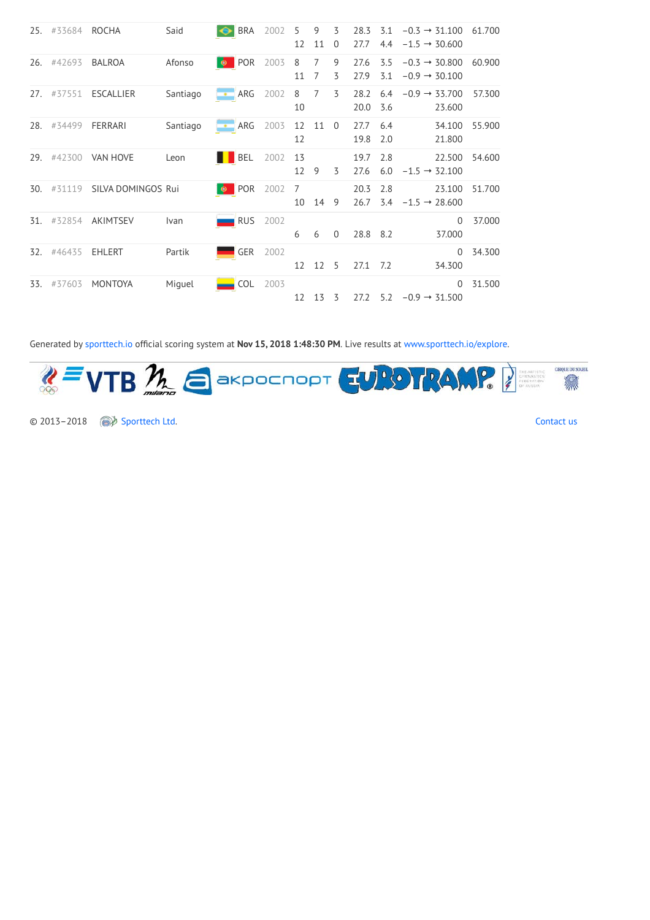| | | | | | | | | | | | | | |
|---|---|---|---|---|---|---|---|---|---|---|---|---|---|
| 25. | #33684 | ROCHA | Said | BRA | 2002 | 5 | 9 | 3 | 28.3 | 3.1 | −0.3 → 31.100 | 61.700 |
| | | | | | | 12 | 11 | 0 | 27.7 | 4.4 | −1.5 → 30.600 | |
| 26. | #42693 | BALROA | Afonso | POR | 2003 | 8 | 7 | 9 | 27.6 | 3.5 | −0.3 → 30.800 | 60.900 |
| | | | | | | 11 | 7 | 3 | 27.9 | 3.1 | −0.9 → 30.100 | |
| 27. | #37551 | ESCALLIER | Santiago | ARG | 2002 | 8 | 7 | 3 | 28.2 | 6.4 | −0.9 → 33.700 | 57.300 |
| | | | | | | 10 | | | 20.0 | 3.6 | 23.600 | |
| 28. | #34499 | FERRARI | Santiago | ARG | 2003 | 12 | 11 | 0 | 27.7 | 6.4 | 34.100 | 55.900 |
| | | | | | | 12 | | | 19.8 | 2.0 | 21.800 | |
| 29. | #42300 | VAN HOVE | Leon | BEL | 2002 | 13 | | | 19.7 | 2.8 | 22.500 | 54.600 |
| | | | | | | 12 | 9 | 3 | 27.6 | 6.0 | −1.5 → 32.100 | |
| 30. | #31119 | SILVA DOMINGOS | Rui | POR | 2002 | 7 | | | 20.3 | 2.8 | 23.100 | 51.700 |
| | | | | | | 10 | 14 | 9 | 26.7 | 3.4 | −1.5 → 28.600 | |
| 31. | #32854 | AKIMTSEV | Ivan | RUS | 2002 | | | | | | 0 | 37.000 |
| | | | | | | 6 | 6 | 0 | 28.8 | 8.2 | 37.000 | |
| 32. | #46435 | EHLERT | Partik | GER | 2002 | | | | | | 0 | 34.300 |
| | | | | | | 12 | 12 | 5 | 27.1 | 7.2 | 34.300 | |
| 33. | #37603 | MONTOYA | Miguel | COL | 2003 | | | | | | 0 | 31.500 |
| | | | | | | 12 | 13 | 3 | 27.2 | 5.2 | −0.9 → 31.500 | |

Generated by sporttech.io official scoring system at **Nov 15, 2018 1:48:30 PM**. Live results at www.sporttech.io/explore.

© 2013–2018 Sporttech Ltd.

Contact us